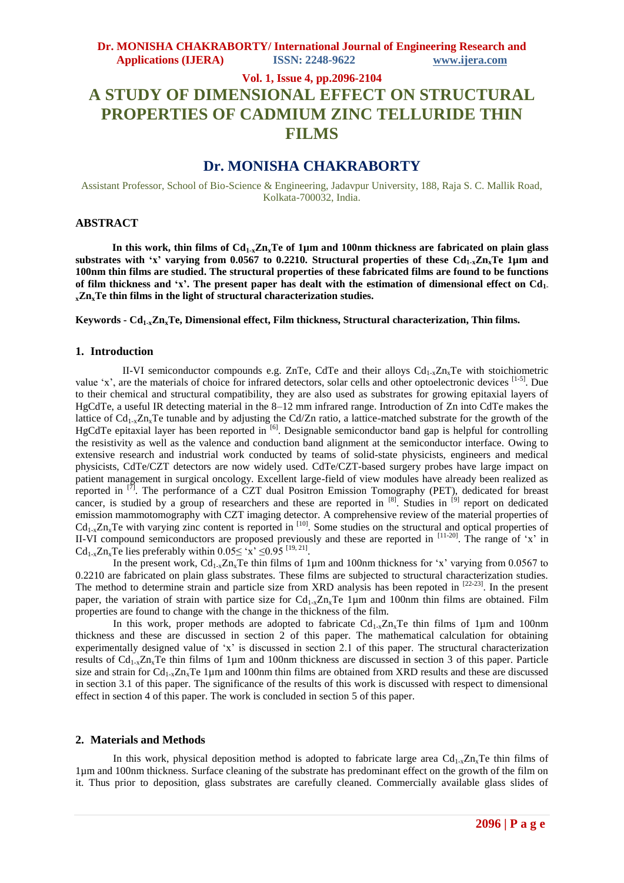# A STUDY OF DIMENSIONAL EFFECT ON STRUCTURAL PROPERTIES OF CADMIUM ZINC TELLURIDE THIN FILMS

## Dr. MONISHA CHAKRABORTY

Assistant Professor, School of Bio-Science & Engineering, Jadavpur University, 188, Raja S. C. Mallik Road, Kolkata-700032, India.

### ABSTRACT

**In this work, thin films of $Cd_{1-x}Zn_xTe$ of 1µm and 100nm thickness are fabricated on plain glass substrates with 'x' varying from 0.0567 to 0.2210. Structural properties of these $Cd_{1-x}Zn_xTe$ 1µm and 100nm thin films are studied. The structural properties of these fabricated films are found to be functions of film thickness and 'x'. The present paper has dealt with the estimation of dimensional effect on $Cd_{1-x}Zn_xTe$ thin films in the light of structural characterization studies.**

**Keywords - $Cd_{1-x}Zn_xTe$, Dimensional effect, Film thickness, Structural characterization, Thin films.**

### 1. Introduction

II-VI semiconductor compounds e.g. ZnTe, CdTe and their alloys $Cd_{1-x}Zn_xTe$ with stoichiometric value 'x', are the materials of choice for infrared detectors, solar cells and other optoelectronic devices [1-5]. Due to their chemical and structural compatibility, they are also used as substrates for growing epitaxial layers of HgCdTe, a useful IR detecting material in the 8–12 mm infrared range. Introduction of Zn into CdTe makes the lattice of $Cd_{1-x}Zn_xTe$ tunable and by adjusting the Cd/Zn ratio, a lattice-matched substrate for the growth of the HgCdTe epitaxial layer has been reported in [6]. Designable semiconductor band gap is helpful for controlling the resistivity as well as the valence and conduction band alignment at the semiconductor interface. Owing to extensive research and industrial work conducted by teams of solid-state physicists, engineers and medical physicists, CdTe/CZT detectors are now widely used. CdTe/CZT-based surgery probes have large impact on patient management in surgical oncology. Excellent large-field of view modules have already been realized as reported in [7]. The performance of a CZT dual Positron Emission Tomography (PET), dedicated for breast cancer, is studied by a group of researchers and these are reported in [8]. Studies in [9] report on dedicated emission mammotomography with CZT imaging detector. A comprehensive review of the material properties of $Cd_{1-x}Zn_xTe$ with varying zinc content is reported in [10]. Some studies on the structural and optical properties of II-VI compound semiconductors are proposed previously and these are reported in [11-20]. The range of 'x' in $Cd_{1-x}Zn_xTe$ lies preferably within $0.05 \leq$ 'x' $\leq 0.95$ [19, 21].

In the present work, $Cd_{1-x}Zn_xTe$ thin films of 1µm and 100nm thickness for 'x' varying from 0.0567 to 0.2210 are fabricated on plain glass substrates. These films are subjected to structural characterization studies. The method to determine strain and particle size from XRD analysis has been repoted in [22-23]. In the present paper, the variation of strain with partice size for $Cd_{1-x}Zn_xTe$ 1µm and 100nm thin films are obtained. Film properties are found to change with the change in the thickness of the film.

In this work, proper methods are adopted to fabricate $Cd_{1-x}Zn_xTe$ thin films of 1µm and 100nm thickness and these are discussed in section 2 of this paper. The mathematical calculation for obtaining experimentally designed value of 'x' is discussed in section 2.1 of this paper. The structural characterization results of $Cd_{1-x}Zn_xTe$ thin films of 1µm and 100nm thickness are discussed in section 3 of this paper. Particle size and strain for $Cd_{1-x}Zn_xTe$ 1µm and 100nm thin films are obtained from XRD results and these are discussed in section 3.1 of this paper. The significance of the results of this work is discussed with respect to dimensional effect in section 4 of this paper. The work is concluded in section 5 of this paper.

### 2. Materials and Methods

In this work, physical deposition method is adopted to fabricate large area $Cd_{1-x}Zn_xTe$ thin films of 1µm and 100nm thickness. Surface cleaning of the substrate has predominant effect on the growth of the film on it. Thus prior to deposition, glass substrates are carefully cleaned. Commercially available glass slides of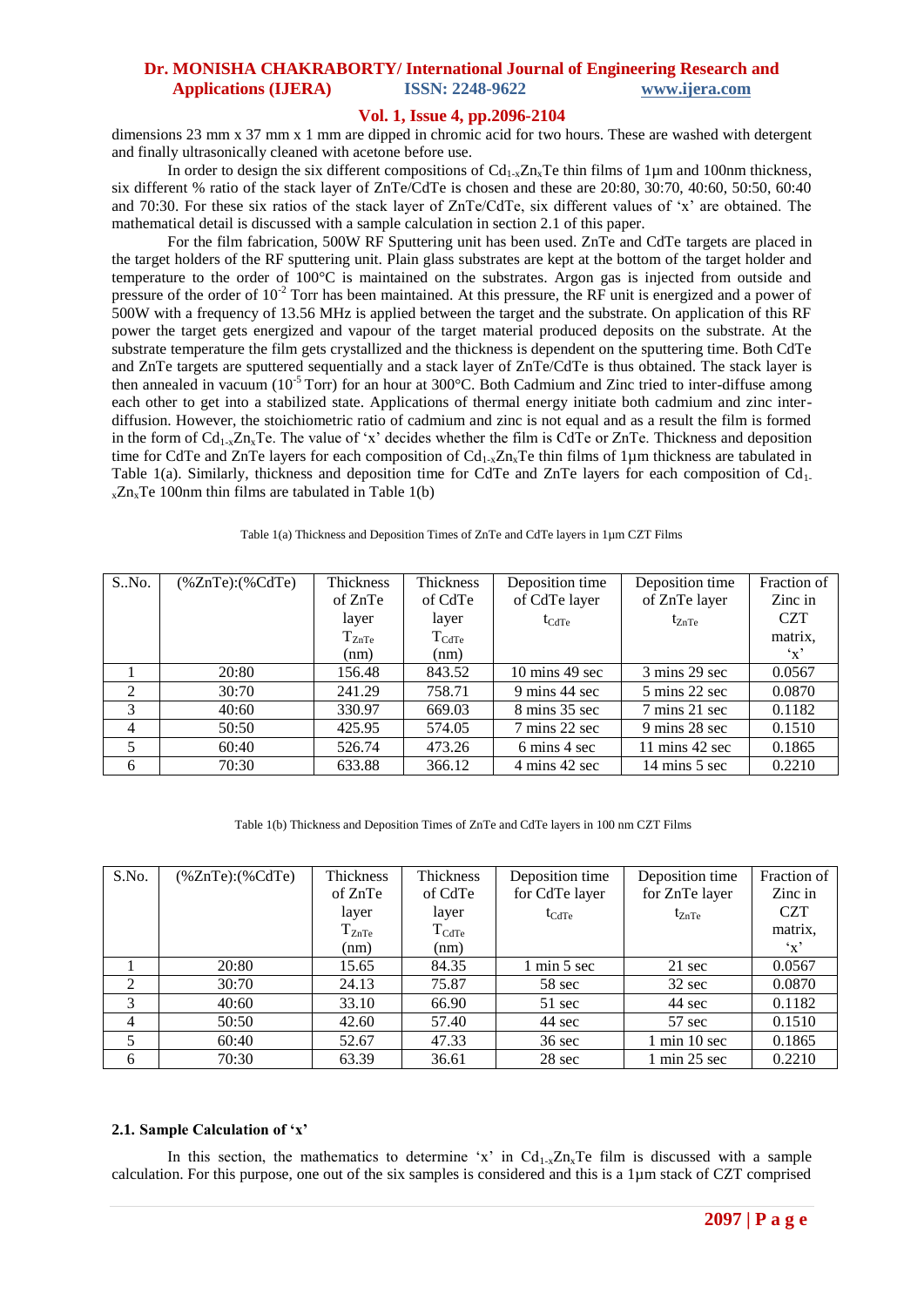dimensions 23 mm x 37 mm x 1 mm are dipped in chromic acid for two hours. These are washed with detergent and finally ultrasonically cleaned with acetone before use.

In order to design the six different compositions of $Cd_{1-x}Zn_xTe$ thin films of 1μm and 100nm thickness, six different % ratio of the stack layer of ZnTe/CdTe is chosen and these are 20:80, 30:70, 40:60, 50:50, 60:40 and 70:30. For these six ratios of the stack layer of ZnTe/CdTe, six different values of 'x' are obtained. The mathematical detail is discussed with a sample calculation in section 2.1 of this paper.

For the film fabrication, 500W RF Sputtering unit has been used. ZnTe and CdTe targets are placed in the target holders of the RF sputtering unit. Plain glass substrates are kept at the bottom of the target holder and temperature to the order of 100°C is maintained on the substrates. Argon gas is injected from outside and pressure of the order of $10^{-2}$ Torr has been maintained. At this pressure, the RF unit is energized and a power of 500W with a frequency of 13.56 MHz is applied between the target and the substrate. On application of this RF power the target gets energized and vapour of the target material produced deposits on the substrate. At the substrate temperature the film gets crystallized and the thickness is dependent on the sputtering time. Both CdTe and ZnTe targets are sputtered sequentially and a stack layer of ZnTe/CdTe is thus obtained. The stack layer is then annealed in vacuum ($10^{-5}$ Torr) for an hour at 300°C. Both Cadmium and Zinc tried to inter-diffuse among each other to get into a stabilized state. Applications of thermal energy initiate both cadmium and zinc inter-diffusion. However, the stoichiometric ratio of cadmium and zinc is not equal and as a result the film is formed in the form of $Cd_{1-x}Zn_xTe$. The value of 'x' decides whether the film is CdTe or ZnTe. Thickness and deposition time for CdTe and ZnTe layers for each composition of $Cd_{1-x}Zn_xTe$ thin films of 1μm thickness are tabulated in Table 1(a). Similarly, thickness and deposition time for CdTe and ZnTe layers for each composition of $Cd_{1-x}Zn_xTe$ 100nm thin films are tabulated in Table 1(b)

Table 1(a) Thickness and Deposition Times of ZnTe and CdTe layers in 1μm CZT Films

| S..No. | (%ZnTe):(%CdTe) | Thickness of ZnTe layer $T_{ZnTe}$ (nm) | Thickness of CdTe layer $T_{CdTe}$ (nm) | Deposition time of CdTe layer $t_{CdTe}$ | Deposition time of ZnTe layer $t_{ZnTe}$ | Fraction of Zinc in CZT matrix, 'x' |
|---|---|---|---|---|---|---|
| 1 | 20:80 | 156.48 | 843.52 | 10 mins 49 sec | 3 mins 29 sec | 0.0567 |
| 2 | 30:70 | 241.29 | 758.71 | 9 mins 44 sec | 5 mins 22 sec | 0.0870 |
| 3 | 40:60 | 330.97 | 669.03 | 8 mins 35 sec | 7 mins 21 sec | 0.1182 |
| 4 | 50:50 | 425.95 | 574.05 | 7 mins 22 sec | 9 mins 28 sec | 0.1510 |
| 5 | 60:40 | 526.74 | 473.26 | 6 mins 4 sec | 11 mins 42 sec | 0.1865 |
| 6 | 70:30 | 633.88 | 366.12 | 4 mins 42 sec | 14 mins 5 sec | 0.2210 |

Table 1(b) Thickness and Deposition Times of ZnTe and CdTe layers in 100 nm CZT Films

| S.No. | (%ZnTe):(%CdTe) | Thickness of ZnTe layer $T_{ZnTe}$ (nm) | Thickness of CdTe layer $T_{CdTe}$ (nm) | Deposition time for CdTe layer $t_{CdTe}$ | Deposition time for ZnTe layer $t_{ZnTe}$ | Fraction of Zinc in CZT matrix, 'x' |
|---|---|---|---|---|---|---|
| 1 | 20:80 | 15.65 | 84.35 | 1 min 5 sec | 21 sec | 0.0567 |
| 2 | 30:70 | 24.13 | 75.87 | 58 sec | 32 sec | 0.0870 |
| 3 | 40:60 | 33.10 | 66.90 | 51 sec | 44 sec | 0.1182 |
| 4 | 50:50 | 42.60 | 57.40 | 44 sec | 57 sec | 0.1510 |
| 5 | 60:40 | 52.67 | 47.33 | 36 sec | 1 min 10 sec | 0.1865 |
| 6 | 70:30 | 63.39 | 36.61 | 28 sec | 1 min 25 sec | 0.2210 |

### 2.1. Sample Calculation of 'x'

In this section, the mathematics to determine 'x' in $Cd_{1-x}Zn_xTe$ film is discussed with a sample calculation. For this purpose, one out of the six samples is considered and this is a 1μm stack of CZT comprised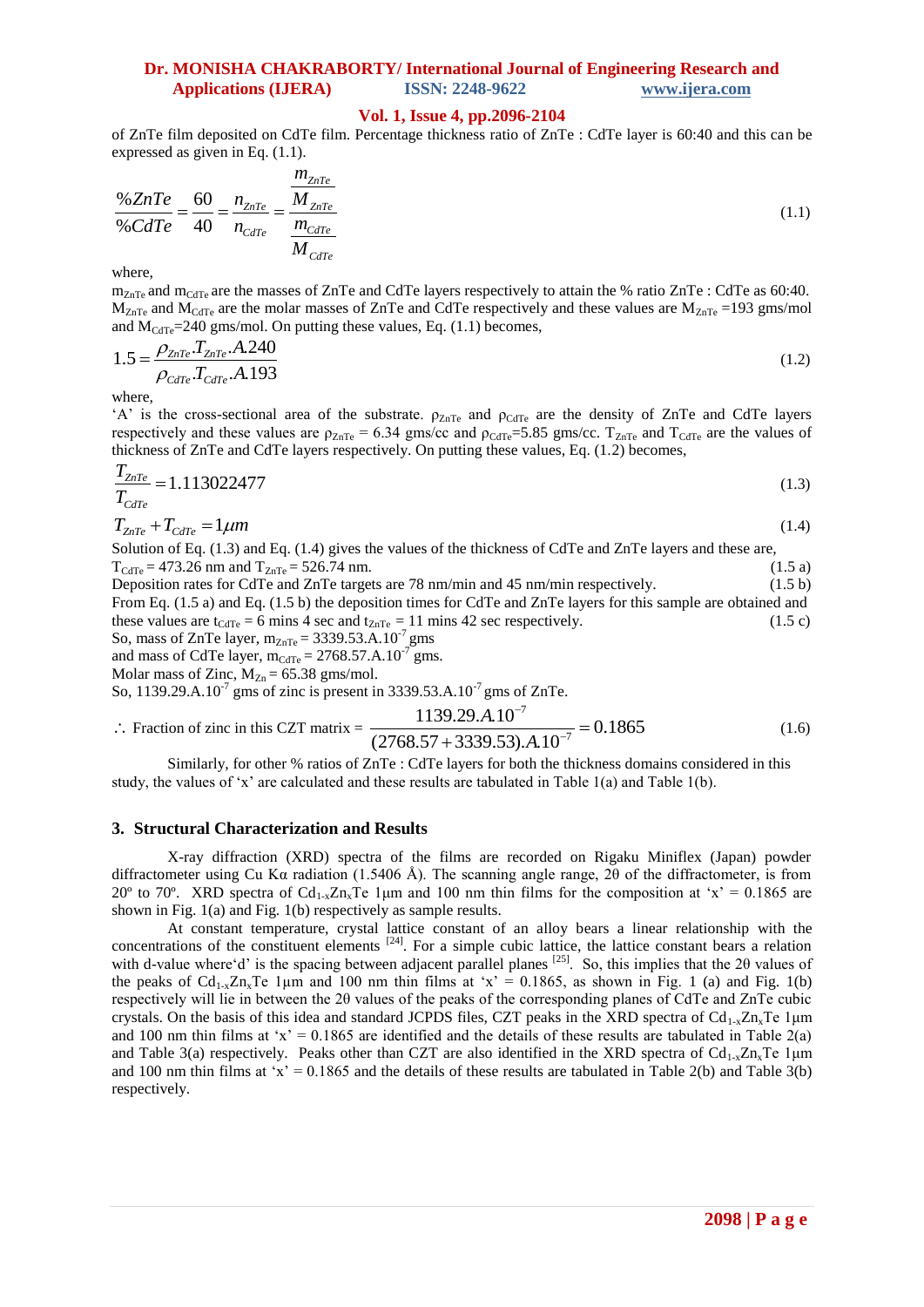of ZnTe film deposited on CdTe film. Percentage thickness ratio of ZnTe : CdTe layer is 60:40 and this can be expressed as given in Eq. (1.1).

$$\frac{\%ZnTe}{\%CdTe} = \frac{60}{40} = \frac{n_{ZnTe}}{n_{CdTe}} = \frac{\dfrac{m_{ZnTe}}{M_{ZnTe}}}{\dfrac{m_{CdTe}}{M_{CdTe}}} \tag{1.1}$$

where,

$m_{ZnTe}$ and $m_{CdTe}$ are the masses of ZnTe and CdTe layers respectively to attain the % ratio ZnTe : CdTe as 60:40. $M_{ZnTe}$ and $M_{CdTe}$ are the molar masses of ZnTe and CdTe respectively and these values are $M_{ZnTe}$ =193 gms/mol and $M_{CdTe}$=240 gms/mol. On putting these values, Eq. (1.1) becomes,

$$1.5 = \frac{\rho_{ZnTe}.T_{ZnTe}.A.240}{\rho_{CdTe}.T_{CdTe}.A.193} \tag{1.2}$$

where,

'A' is the cross-sectional area of the substrate. $\rho_{ZnTe}$ and $\rho_{CdTe}$ are the density of ZnTe and CdTe layers respectively and these values are $\rho_{ZnTe}$ = 6.34 gms/cc and $\rho_{CdTe}$=5.85 gms/cc. $T_{ZnTe}$ and $T_{CdTe}$ are the values of thickness of ZnTe and CdTe layers respectively. On putting these values, Eq. (1.2) becomes,

$$\frac{T_{ZnTe}}{T_{CdTe}} = 1.113022477 \tag{1.3}$$

$$T_{ZnTe} + T_{CdTe} = 1\mu m \tag{1.4}$$

Solution of Eq. (1.3) and Eq. (1.4) gives the values of the thickness of CdTe and ZnTe layers and these are,

$T_{CdTe}$ = 473.26 nm and $T_{ZnTe}$ = 526.74 nm. (1.5 a)

Deposition rates for CdTe and ZnTe targets are 78 nm/min and 45 nm/min respectively. (1.5 b)

From Eq. (1.5 a) and Eq. (1.5 b) the deposition times for CdTe and ZnTe layers for this sample are obtained and these values are $t_{CdTe}$ = 6 mins 4 sec and $t_{ZnTe}$ = 11 mins 42 sec respectively. (1.5 c)

So, mass of ZnTe layer, $m_{ZnTe}$ = 3339.53.A.$10^{-7}$ gms

and mass of CdTe layer, $m_{CdTe}$ = 2768.57.A.$10^{-7}$ gms.

Molar mass of Zinc, $M_{Zn}$ = 65.38 gms/mol.

So, 1139.29.A.$10^{-7}$ gms of zinc is present in 3339.53.A.$10^{-7}$ gms of ZnTe.

$$\therefore \text{ Fraction of zinc in this CZT matrix} = \frac{1139.29.A.10^{-7}}{(2768.57+3339.53).A.10^{-7}} = 0.1865 \tag{1.6}$$

Similarly, for other % ratios of ZnTe : CdTe layers for both the thickness domains considered in this study, the values of 'x' are calculated and these results are tabulated in Table 1(a) and Table 1(b).

## 3. Structural Characterization and Results

X-ray diffraction (XRD) spectra of the films are recorded on Rigaku Miniflex (Japan) powder diffractometer using Cu Kα radiation (1.5406 Å). The scanning angle range, 2θ of the diffractometer, is from 20º to 70º. XRD spectra of $Cd_{1-x}Zn_xTe$ 1μm and 100 nm thin films for the composition at 'x' = 0.1865 are shown in Fig. 1(a) and Fig. 1(b) respectively as sample results.

At constant temperature, crystal lattice constant of an alloy bears a linear relationship with the concentrations of the constituent elements [24]. For a simple cubic lattice, the lattice constant bears a relation with d-value where'd' is the spacing between adjacent parallel planes [25]. So, this implies that the 2θ values of the peaks of $Cd_{1-x}Zn_xTe$ 1μm and 100 nm thin films at 'x' = 0.1865, as shown in Fig. 1 (a) and Fig. 1(b) respectively will lie in between the 2θ values of the peaks of the corresponding planes of CdTe and ZnTe cubic crystals. On the basis of this idea and standard JCPDS files, CZT peaks in the XRD spectra of $Cd_{1-x}Zn_xTe$ 1μm and 100 nm thin films at 'x' = 0.1865 are identified and the details of these results are tabulated in Table 2(a) and Table 3(a) respectively. Peaks other than CZT are also identified in the XRD spectra of $Cd_{1-x}Zn_xTe$ 1μm and 100 nm thin films at 'x' = 0.1865 and the details of these results are tabulated in Table 2(b) and Table 3(b) respectively.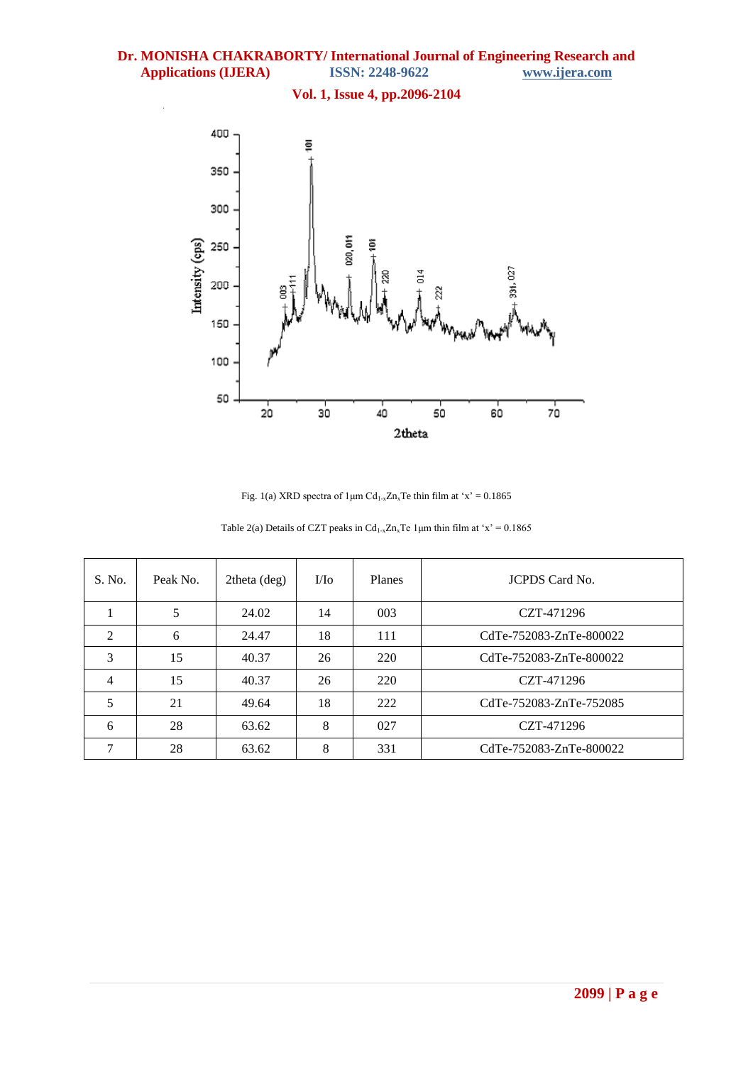Fig. 1(a) XRD spectra of 1µm $Cd_{1-x}Zn_xTe$ thin film at 'x' = 0.1865

Table 2(a) Details of CZT peaks in $Cd_{1-x}Zn_xTe$ 1µm thin film at 'x' = 0.1865

| S. No. | Peak No. | 2theta (deg) | I/Io | Planes | JCPDS Card No. |
|---|---|---|---|---|---|
| 1 | 5 | 24.02 | 14 | 003 | CZT-471296 |
| 2 | 6 | 24.47 | 18 | 111 | CdTe-752083-ZnTe-800022 |
| 3 | 15 | 40.37 | 26 | 220 | CdTe-752083-ZnTe-800022 |
| 4 | 15 | 40.37 | 26 | 220 | CZT-471296 |
| 5 | 21 | 49.64 | 18 | 222 | CdTe-752083-ZnTe-752085 |
| 6 | 28 | 63.62 | 8 | 027 | CZT-471296 |
| 7 | 28 | 63.62 | 8 | 331 | CdTe-752083-ZnTe-800022 |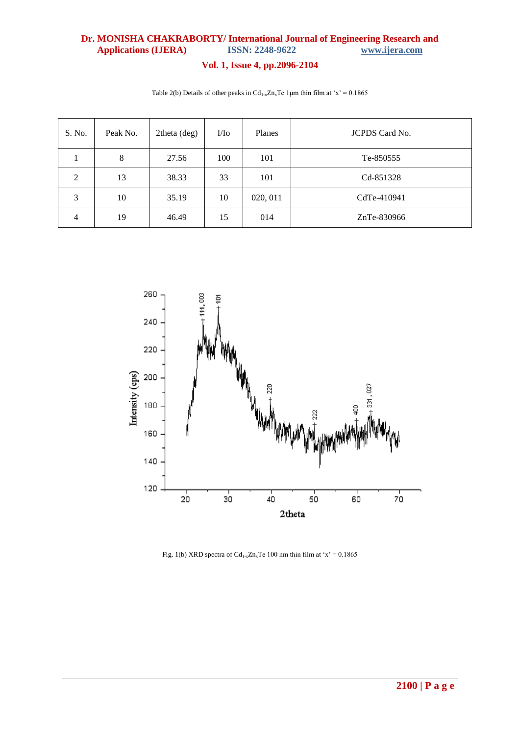Table 2(b) Details of other peaks in $Cd_{1-x}Zn_xTe$ 1μm thin film at 'x' = 0.1865

| S. No. | Peak No. | 2theta (deg) | I/Io | Planes | JCPDS Card No. |
|---|---|---|---|---|---|
| 1 | 8 | 27.56 | 100 | 101 | Te-850555 |
| 2 | 13 | 38.33 | 33 | 101 | Cd-851328 |
| 3 | 10 | 35.19 | 10 | 020, 011 | CdTe-410941 |
| 4 | 19 | 46.49 | 15 | 014 | ZnTe-830966 |

Fig. 1(b) XRD spectra of $Cd_{1-x}Zn_xTe$ 100 nm thin film at 'x' = 0.1865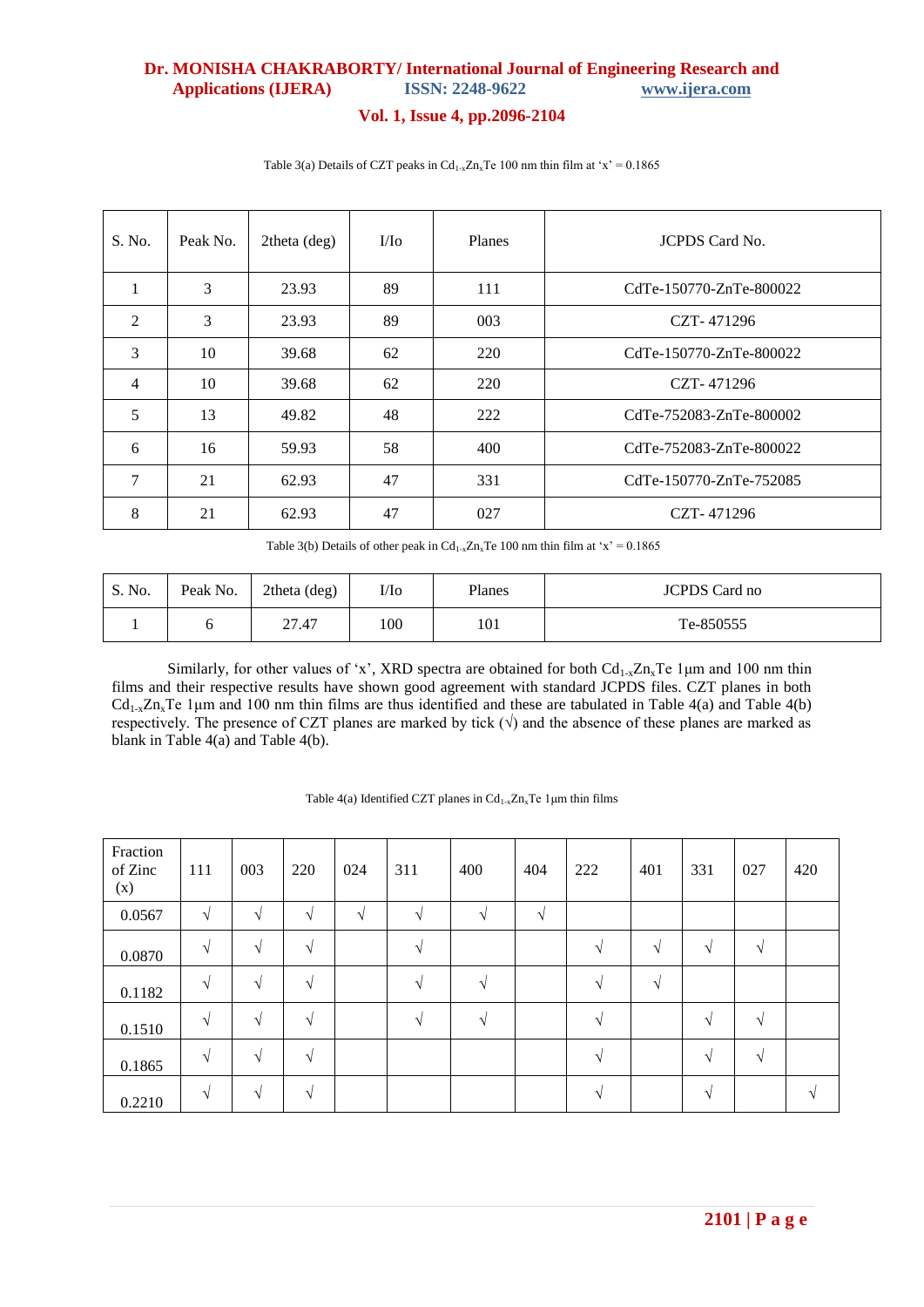Table 3(a) Details of CZT peaks in $Cd_{1-x}Zn_xTe$ 100 nm thin film at 'x' = 0.1865

| S. No. | Peak No. | 2theta (deg) | I/Io | Planes | JCPDS Card No. |
|---|---|---|---|---|---|
| 1 | 3 | 23.93 | 89 | 111 | CdTe-150770-ZnTe-800022 |
| 2 | 3 | 23.93 | 89 | 003 | CZT- 471296 |
| 3 | 10 | 39.68 | 62 | 220 | CdTe-150770-ZnTe-800022 |
| 4 | 10 | 39.68 | 62 | 220 | CZT- 471296 |
| 5 | 13 | 49.82 | 48 | 222 | CdTe-752083-ZnTe-800002 |
| 6 | 16 | 59.93 | 58 | 400 | CdTe-752083-ZnTe-800022 |
| 7 | 21 | 62.93 | 47 | 331 | CdTe-150770-ZnTe-752085 |
| 8 | 21 | 62.93 | 47 | 027 | CZT- 471296 |

Table 3(b) Details of other peak in $Cd_{1-x}Zn_xTe$ 100 nm thin film at 'x' = 0.1865

| S. No. | Peak No. | 2theta (deg) | I/Io | Planes | JCPDS Card no |
|---|---|---|---|---|---|
| 1 | 6 | 27.47 | 100 | 101 | Te-850555 |

Similarly, for other values of 'x', XRD spectra are obtained for both $Cd_{1-x}Zn_xTe$ 1µm and 100 nm thin films and their respective results have shown good agreement with standard JCPDS files. CZT planes in both $Cd_{1-x}Zn_xTe$ 1µm and 100 nm thin films are thus identified and these are tabulated in Table 4(a) and Table 4(b) respectively. The presence of CZT planes are marked by tick (√) and the absence of these planes are marked as blank in Table 4(a) and Table 4(b).

Table 4(a) Identified CZT planes in $Cd_{1-x}Zn_xTe$ 1µm thin films

| Fraction of Zinc (x) | 111 | 003 | 220 | 024 | 311 | 400 | 404 | 222 | 401 | 331 | 027 | 420 |
|---|---|---|---|---|---|---|---|---|---|---|---|---|
| 0.0567 | √ | √ | √ | √ | √ | √ | √ | | | | | |
| 0.0870 | √ | √ | √ | | √ | | | √ | √ | √ | √ | |
| 0.1182 | √ | √ | √ | | √ | √ | | √ | √ | | | |
| 0.1510 | √ | √ | √ | | √ | √ | | √ | | √ | √ | |
| 0.1865 | √ | √ | √ | | | | | √ | | √ | √ | |
| 0.2210 | √ | √ | √ | | | | | √ | | √ | | √ |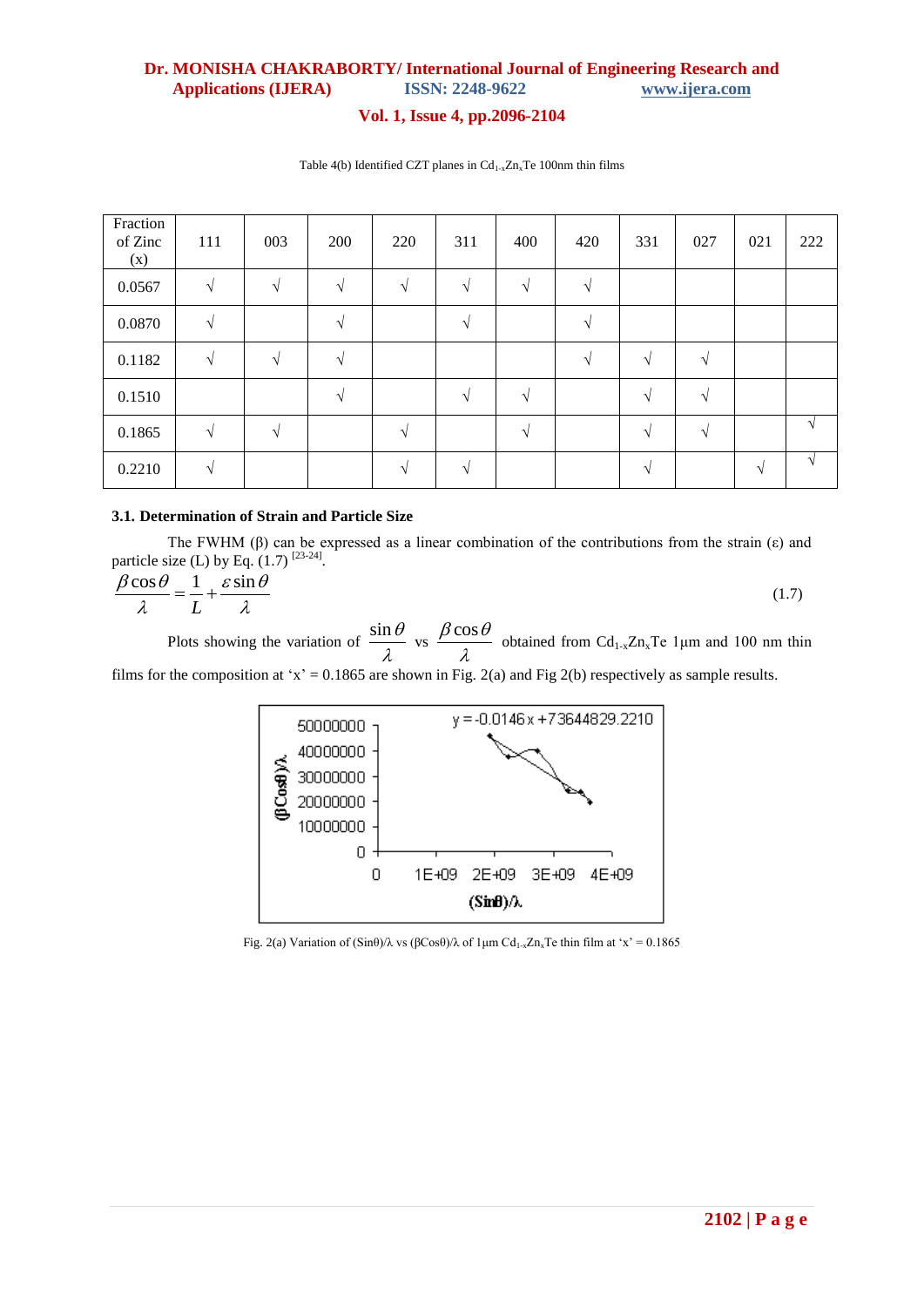Table 4(b) Identified CZT planes in $Cd_{1-x}Zn_xTe$ 100nm thin films

| Fraction of Zinc (x) | 111 | 003 | 200 | 220 | 311 | 400 | 420 | 331 | 027 | 021 | 222 |
|---|---|---|---|---|---|---|---|---|---|---|---|
| 0.0567 | √ | √ | √ | √ | √ | √ | √ | | | | |
| 0.0870 | √ | | √ | | √ | | √ | | | | |
| 0.1182 | √ | √ | √ | | | | √ | √ | √ | | |
| 0.1510 | | | √ | | √ | √ | | √ | √ | | |
| 0.1865 | √ | √ | | √ | | √ | | √ | √ | | √ |
| 0.2210 | √ | | | √ | √ | | | √ | | √ | √ |

### 3.1. Determination of Strain and Particle Size

The FWHM (β) can be expressed as a linear combination of the contributions from the strain (ε) and particle size (L) by Eq. (1.7) [23-24].

$$\frac{\beta \cos\theta}{\lambda} = \frac{1}{L} + \frac{\varepsilon \sin\theta}{\lambda} \tag{1.7}$$

Plots showing the variation of $\frac{\sin\theta}{\lambda}$ vs $\frac{\beta \cos\theta}{\lambda}$ obtained from $Cd_{1-x}Zn_xTe$ 1μm and 100 nm thin films for the composition at 'x' = 0.1865 are shown in Fig. 2(a) and Fig 2(b) respectively as sample results.

Fig. 2(a) Variation of (Sinθ)/λ vs (βCosθ)/λ of 1μm $Cd_{1-x}Zn_xTe$ thin film at 'x' = 0.1865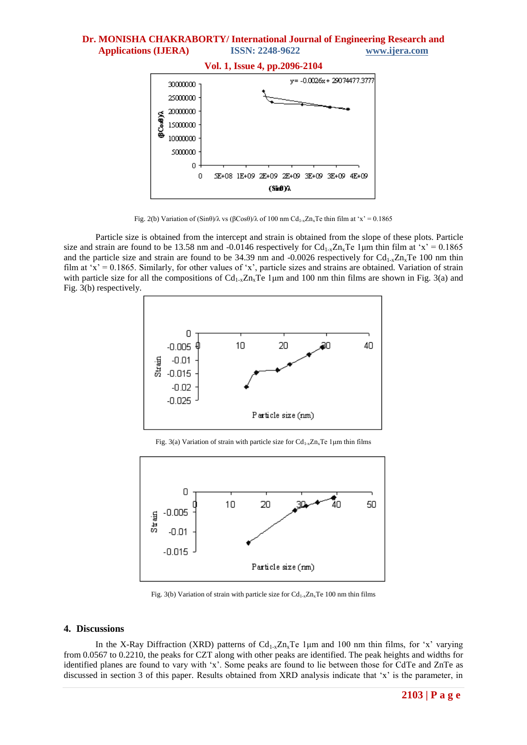Fig. 2(b) Variation of (Sinθ)/λ vs (βCosθ)/λ of 100 nm $Cd_{1-x}Zn_xTe$ thin film at 'x' = 0.1865

Particle size is obtained from the intercept and strain is obtained from the slope of these plots. Particle size and strain are found to be 13.58 nm and -0.0146 respectively for $Cd_{1-x}Zn_xTe$ 1µm thin film at 'x' = 0.1865 and the particle size and strain are found to be 34.39 nm and -0.0026 respectively for $Cd_{1-x}Zn_xTe$ 100 nm thin film at 'x' = 0.1865. Similarly, for other values of 'x', particle sizes and strains are obtained. Variation of strain with particle size for all the compositions of $Cd_{1-x}Zn_xTe$ 1µm and 100 nm thin films are shown in Fig. 3(a) and Fig. 3(b) respectively.

Fig. 3(a) Variation of strain with particle size for $Cd_{1-x}Zn_xTe$ 1µm thin films

Fig. 3(b) Variation of strain with particle size for $Cd_{1-x}Zn_xTe$ 100 nm thin films

## 4. Discussions

In the X-Ray Diffraction (XRD) patterns of $Cd_{1-x}Zn_xTe$ 1µm and 100 nm thin films, for 'x' varying from 0.0567 to 0.2210, the peaks for CZT along with other peaks are identified. The peak heights and widths for identified planes are found to vary with 'x'. Some peaks are found to lie between those for CdTe and ZnTe as discussed in section 3 of this paper. Results obtained from XRD analysis indicate that 'x' is the parameter, in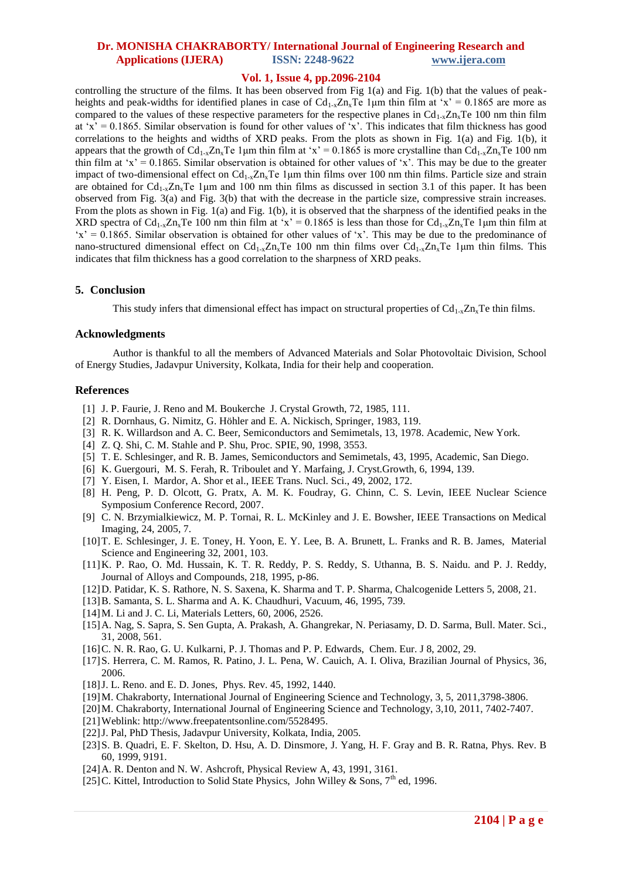controlling the structure of the films. It has been observed from Fig 1(a) and Fig. 1(b) that the values of peak-heights and peak-widths for identified planes in case of $Cd_{1-x}Zn_xTe$ 1μm thin film at 'x' = 0.1865 are more as compared to the values of these respective parameters for the respective planes in $Cd_{1-x}Zn_xTe$ 100 nm thin film at 'x' = 0.1865. Similar observation is found for other values of 'x'. This indicates that film thickness has good correlations to the heights and widths of XRD peaks. From the plots as shown in Fig. 1(a) and Fig. 1(b), it appears that the growth of $Cd_{1-x}Zn_xTe$ 1μm thin film at 'x' = 0.1865 is more crystalline than $Cd_{1-x}Zn_xTe$ 100 nm thin film at 'x' = 0.1865. Similar observation is obtained for other values of 'x'. This may be due to the greater impact of two-dimensional effect on $Cd_{1-x}Zn_xTe$ 1μm thin films over 100 nm thin films. Particle size and strain are obtained for $Cd_{1-x}Zn_xTe$ 1μm and 100 nm thin films as discussed in section 3.1 of this paper. It has been observed from Fig. 3(a) and Fig. 3(b) that with the decrease in the particle size, compressive strain increases. From the plots as shown in Fig. 1(a) and Fig. 1(b), it is observed that the sharpness of the identified peaks in the XRD spectra of $Cd_{1-x}Zn_xTe$ 100 nm thin film at 'x' = 0.1865 is less than those for $Cd_{1-x}Zn_xTe$ 1μm thin film at 'x' = 0.1865. Similar observation is obtained for other values of 'x'. This may be due to the predominance of nano-structured dimensional effect on $Cd_{1-x}Zn_xTe$ 100 nm thin films over $Cd_{1-x}Zn_xTe$ 1μm thin films. This indicates that film thickness has a good correlation to the sharpness of XRD peaks.

## 5. Conclusion

This study infers that dimensional effect has impact on structural properties of $Cd_{1-x}Zn_xTe$ thin films.

## Acknowledgments

Author is thankful to all the members of Advanced Materials and Solar Photovoltaic Division, School of Energy Studies, Jadavpur University, Kolkata, India for their help and cooperation.

## References

[1] J. P. Faurie, J. Reno and M. Boukerche J. Crystal Growth, 72, 1985, 111.
[2] R. Dornhaus, G. Nimitz, G. Höhler and E. A. Nickisch, Springer, 1983, 119.
[3] R. K. Willardson and A. C. Beer, Semiconductors and Semimetals, 13, 1978. Academic, New York.
[4] Z. Q. Shi, C. M. Stahle and P. Shu, Proc. SPIE, 90, 1998, 3553.
[5] T. E. Schlesinger, and R. B. James, Semiconductors and Semimetals, 43, 1995, Academic, San Diego.
[6] K. Guergouri, M. S. Ferah, R. Triboulet and Y. Marfaing, J. Cryst.Growth, 6, 1994, 139.
[7] Y. Eisen, I. Mardor, A. Shor et al., IEEE Trans. Nucl. Sci., 49, 2002, 172.
[8] H. Peng, P. D. Olcott, G. Pratx, A. M. K. Foudray, G. Chinn, C. S. Levin, IEEE Nuclear Science Symposium Conference Record, 2007.
[9] C. N. Brzymialkiewicz, M. P. Tornai, R. L. McKinley and J. E. Bowsher, IEEE Transactions on Medical Imaging, 24, 2005, 7.
[10] T. E. Schlesinger, J. E. Toney, H. Yoon, E. Y. Lee, B. A. Brunett, L. Franks and R. B. James, Material Science and Engineering 32, 2001, 103.
[11] K. P. Rao, O. Md. Hussain, K. T. R. Reddy, P. S. Reddy, S. Uthanna, B. S. Naidu. and P. J. Reddy, Journal of Alloys and Compounds, 218, 1995, p-86.
[12] D. Patidar, K. S. Rathore, N. S. Saxena, K. Sharma and T. P. Sharma, Chalcogenide Letters 5, 2008, 21.
[13] B. Samanta, S. L. Sharma and A. K. Chaudhuri, Vacuum, 46, 1995, 739.
[14] M. Li and J. C. Li, Materials Letters, 60, 2006, 2526.
[15] A. Nag, S. Sapra, S. Sen Gupta, A. Prakash, A. Ghangrekar, N. Periasamy, D. D. Sarma, Bull. Mater. Sci., 31, 2008, 561.
[16] C. N. R. Rao, G. U. Kulkarni, P. J. Thomas and P. P. Edwards, Chem. Eur. J 8, 2002, 29.
[17] S. Herrera, C. M. Ramos, R. Patino, J. L. Pena, W. Cauich, A. I. Oliva, Brazilian Journal of Physics, 36, 2006.
[18] J. L. Reno. and E. D. Jones, Phys. Rev. 45, 1992, 1440.
[19] M. Chakraborty, International Journal of Engineering Science and Technology, 3, 5, 2011,3798-3806.
[20] M. Chakraborty, International Journal of Engineering Science and Technology, 3,10, 2011, 7402-7407.
[21] Weblink: http://www.freepatentsonline.com/5528495.
[22] J. Pal, PhD Thesis, Jadavpur University, Kolkata, India, 2005.
[23] S. B. Quadri, E. F. Skelton, D. Hsu, A. D. Dinsmore, J. Yang, H. F. Gray and B. R. Ratna, Phys. Rev. B 60, 1999, 9191.
[24] A. R. Denton and N. W. Ashcroft, Physical Review A, 43, 1991, 3161.
[25] C. Kittel, Introduction to Solid State Physics, John Willey & Sons, 7th ed, 1996.